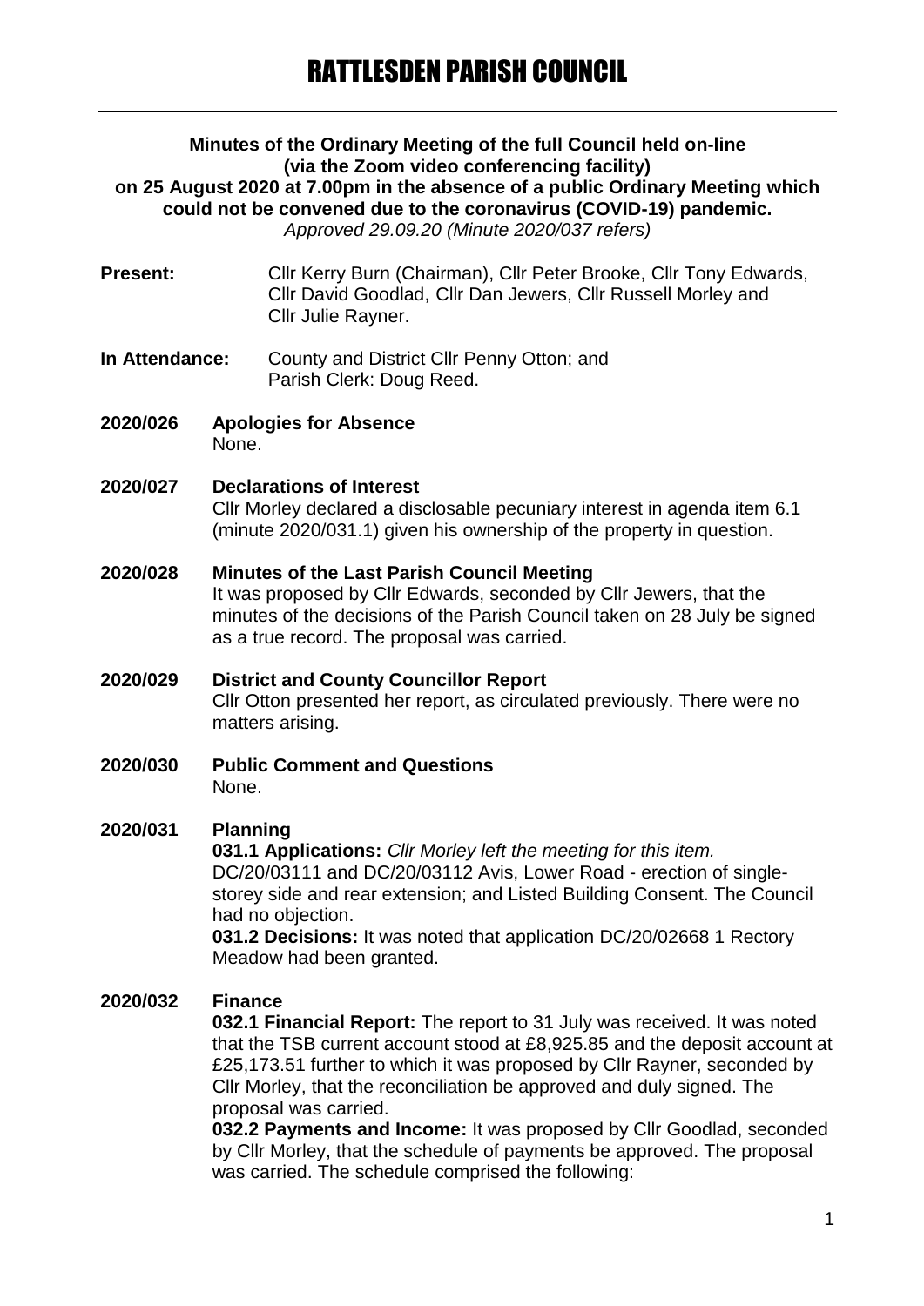# RATTLESDEN PARISH COUNCIL

**Minutes of the Ordinary Meeting of the full Council held on-line (via the Zoom video conferencing facility) on 25 August 2020 at 7.00pm in the absence of a public Ordinary Meeting which could not be convened due to the coronavirus (COVID-19) pandemic.**

*Approved 29.09.20 (Minute 2020/037 refers)*

**Present:** Cllr Kerry Burn (Chairman), Cllr Peter Brooke, Cllr Tony Edwards, Cllr David Goodlad, Cllr Dan Jewers, Cllr Russell Morley and Cllr Julie Rayner.

**In Attendance:** County and District Cllr Penny Otton; and Parish Clerk: Doug Reed.

**2020/026 Apologies for Absence**

None.

**2020/027 Declarations of Interest**

Cllr Morley declared a disclosable pecuniary interest in agenda item 6.1 (minute 2020/031.1) given his ownership of the property in question.

**2020/028 Minutes of the Last Parish Council Meeting**

It was proposed by Cllr Edwards, seconded by Cllr Jewers, that the minutes of the decisions of the Parish Council taken on 28 July be signed as a true record. The proposal was carried.

**2020/029 District and County Councillor Report**

Cllr Otton presented her report, as circulated previously. There were no matters arising.

**2020/030 Public Comment and Questions**

None.

**2020/031 Planning**

**031.1 Applications:** *Cllr Morley left the meeting for this item.*
DC/20/03111 and DC/20/03112 Avis, Lower Road - erection of single-storey side and rear extension; and Listed Building Consent. The Council had no objection.

**031.2 Decisions:** It was noted that application DC/20/02668 1 Rectory Meadow had been granted.

**2020/032 Finance**

**032.1 Financial Report:** The report to 31 July was received. It was noted that the TSB current account stood at £8,925.85 and the deposit account at £25,173.51 further to which it was proposed by Cllr Rayner, seconded by Cllr Morley, that the reconciliation be approved and duly signed. The proposal was carried.

**032.2 Payments and Income:** It was proposed by Cllr Goodlad, seconded by Cllr Morley, that the schedule of payments be approved. The proposal was carried. The schedule comprised the following: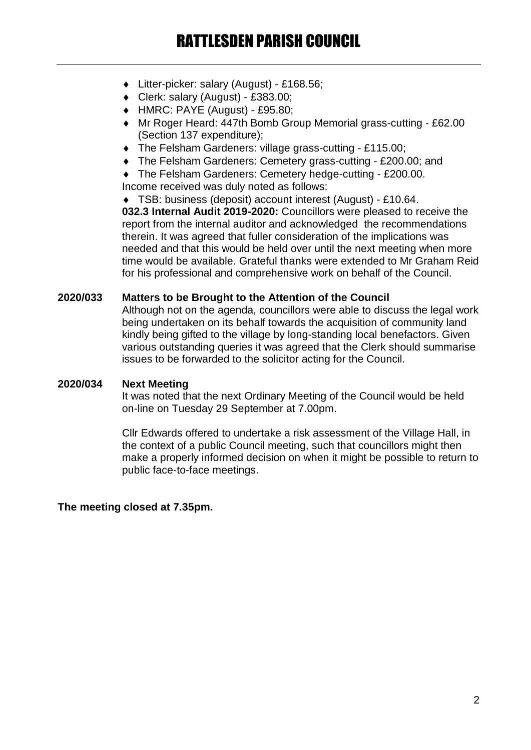- Litter-picker: salary (August) - £168.56;
- Clerk: salary (August) - £383.00;
- HMRC: PAYE (August) - £95.80;
- Mr Roger Heard: 447th Bomb Group Memorial grass-cutting - £62.00 (Section 137 expenditure);
- The Felsham Gardeners: village grass-cutting - £115.00;
- The Felsham Gardeners: Cemetery grass-cutting - £200.00; and
- The Felsham Gardeners: Cemetery hedge-cutting - £200.00.

Income received was duly noted as follows:

- TSB: business (deposit) account interest (August) - £10.64.

**032.3 Internal Audit 2019-2020:** Councillors were pleased to receive the report from the internal auditor and acknowledged the recommendations therein. It was agreed that fuller consideration of the implications was needed and that this would be held over until the next meeting when more time would be available. Grateful thanks were extended to Mr Graham Reid for his professional and comprehensive work on behalf of the Council.

**2020/033 Matters to be Brought to the Attention of the Council**

Although not on the agenda, councillors were able to discuss the legal work being undertaken on its behalf towards the acquisition of community land kindly being gifted to the village by long-standing local benefactors. Given various outstanding queries it was agreed that the Clerk should summarise issues to be forwarded to the solicitor acting for the Council.

**2020/034 Next Meeting**

It was noted that the next Ordinary Meeting of the Council would be held on-line on Tuesday 29 September at 7.00pm.

Cllr Edwards offered to undertake a risk assessment of the Village Hall, in the context of a public Council meeting, such that councillors might then make a properly informed decision on when it might be possible to return to public face-to-face meetings.

**The meeting closed at 7.35pm.**